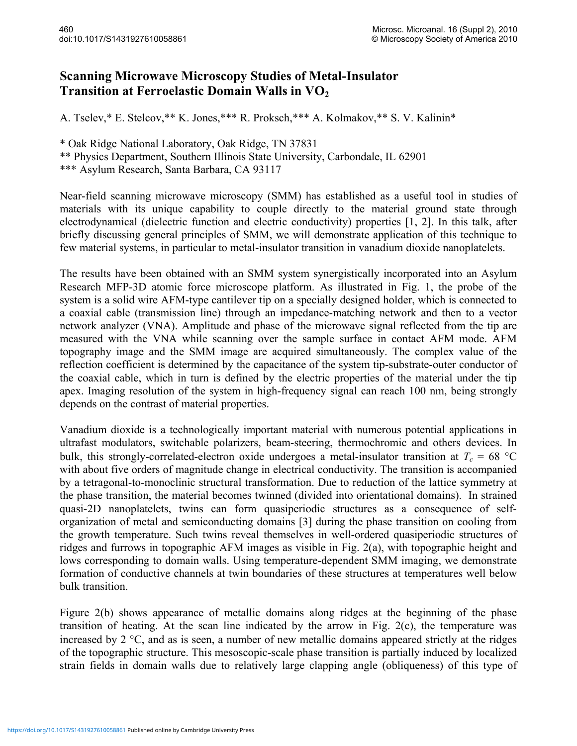# Scanning Microwave Microscopy Studies of Metal-Insulator Transition at Ferroelastic Domain Walls in $VO_2$

A. Tselev,* E. Stelcov,** K. Jones,*** R. Proksch,*** A. Kolmakov,** S. V. Kalinin*

\* Oak Ridge National Laboratory, Oak Ridge, TN 37831
\*\* Physics Department, Southern Illinois State University, Carbondale, IL 62901
\*\*\* Asylum Research, Santa Barbara, CA 93117

Near-field scanning microwave microscopy (SMM) has established as a useful tool in studies of materials with its unique capability to couple directly to the material ground state through electrodynamical (dielectric function and electric conductivity) properties [1, 2]. In this talk, after briefly discussing general principles of SMM, we will demonstrate application of this technique to few material systems, in particular to metal-insulator transition in vanadium dioxide nanoplatelets.

The results have been obtained with an SMM system synergistically incorporated into an Asylum Research MFP-3D atomic force microscope platform. As illustrated in Fig. 1, the probe of the system is a solid wire AFM-type cantilever tip on a specially designed holder, which is connected to a coaxial cable (transmission line) through an impedance-matching network and then to a vector network analyzer (VNA). Amplitude and phase of the microwave signal reflected from the tip are measured with the VNA while scanning over the sample surface in contact AFM mode. AFM topography image and the SMM image are acquired simultaneously. The complex value of the reflection coefficient is determined by the capacitance of the system tip-substrate-outer conductor of the coaxial cable, which in turn is defined by the electric properties of the material under the tip apex. Imaging resolution of the system in high-frequency signal can reach 100 nm, being strongly depends on the contrast of material properties.

Vanadium dioxide is a technologically important material with numerous potential applications in ultrafast modulators, switchable polarizers, beam-steering, thermochromic and others devices. In bulk, this strongly-correlated-electron oxide undergoes a metal-insulator transition at $T_c$ = 68 °C with about five orders of magnitude change in electrical conductivity. The transition is accompanied by a tetragonal-to-monoclinic structural transformation. Due to reduction of the lattice symmetry at the phase transition, the material becomes twinned (divided into orientational domains). In strained quasi-2D nanoplatelets, twins can form quasiperiodic structures as a consequence of self-organization of metal and semiconducting domains [3] during the phase transition on cooling from the growth temperature. Such twins reveal themselves in well-ordered quasiperiodic structures of ridges and furrows in topographic AFM images as visible in Fig. 2(a), with topographic height and lows corresponding to domain walls. Using temperature-dependent SMM imaging, we demonstrate formation of conductive channels at twin boundaries of these structures at temperatures well below bulk transition.

Figure 2(b) shows appearance of metallic domains along ridges at the beginning of the phase transition of heating. At the scan line indicated by the arrow in Fig. 2(c), the temperature was increased by 2 °C, and as is seen, a number of new metallic domains appeared strictly at the ridges of the topographic structure. This mesoscopic-scale phase transition is partially induced by localized strain fields in domain walls due to relatively large clapping angle (obliqueness) of this type of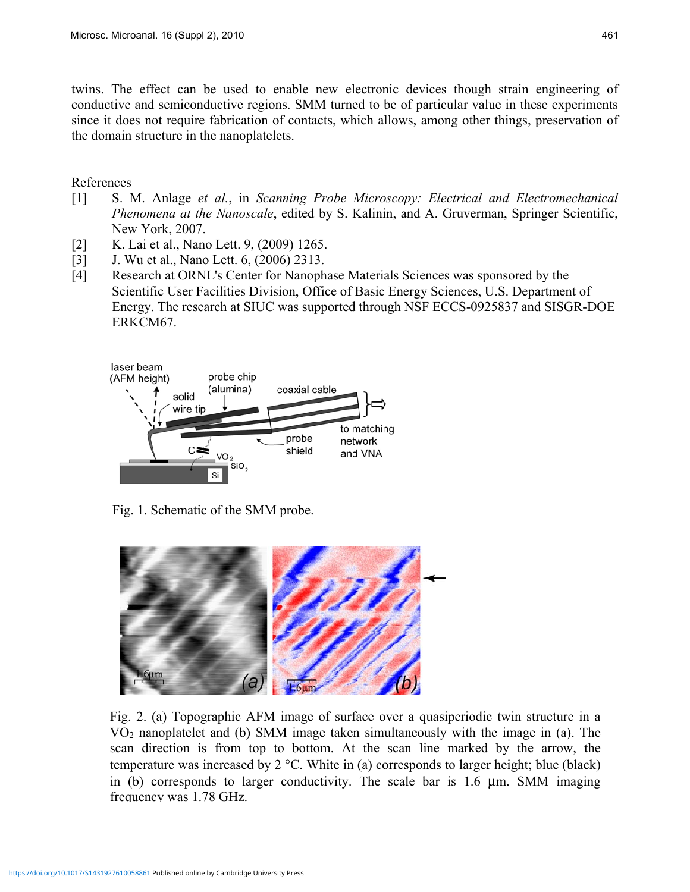twins. The effect can be used to enable new electronic devices though strain engineering of conductive and semiconductive regions. SMM turned to be of particular value in these experiments since it does not require fabrication of contacts, which allows, among other things, preservation of the domain structure in the nanoplatelets.

References

[1] S. M. Anlage *et al.*, in *Scanning Probe Microscopy: Electrical and Electromechanical Phenomena at the Nanoscale*, edited by S. Kalinin, and A. Gruverman, Springer Scientific, New York, 2007.

[2] K. Lai et al., Nano Lett. 9, (2009) 1265.

[3] J. Wu et al., Nano Lett. 6, (2006) 2313.

[4] Research at ORNL's Center for Nanophase Materials Sciences was sponsored by the Scientific User Facilities Division, Office of Basic Energy Sciences, U.S. Department of Energy. The research at SIUC was supported through NSF ECCS-0925837 and SISGR-DOE ERKCM67.

laser beam (AFM height)

probe chip (alumina)

coaxial cable

solid wire tip

to matching network and VNA

probe shield

C

$VO_2$

$SiO_2$

Si

Fig. 1. Schematic of the SMM probe.

1.6µm

(a)

1.6µm

(b)

Fig. 2. (a) Topographic AFM image of surface over a quasiperiodic twin structure in a $VO_2$ nanoplatelet and (b) SMM image taken simultaneously with the image in (a). The scan direction is from top to bottom. At the scan line marked by the arrow, the temperature was increased by 2 °C. White in (a) corresponds to larger height; blue (black) in (b) corresponds to larger conductivity. The scale bar is 1.6 µm. SMM imaging frequency was 1.78 GHz.